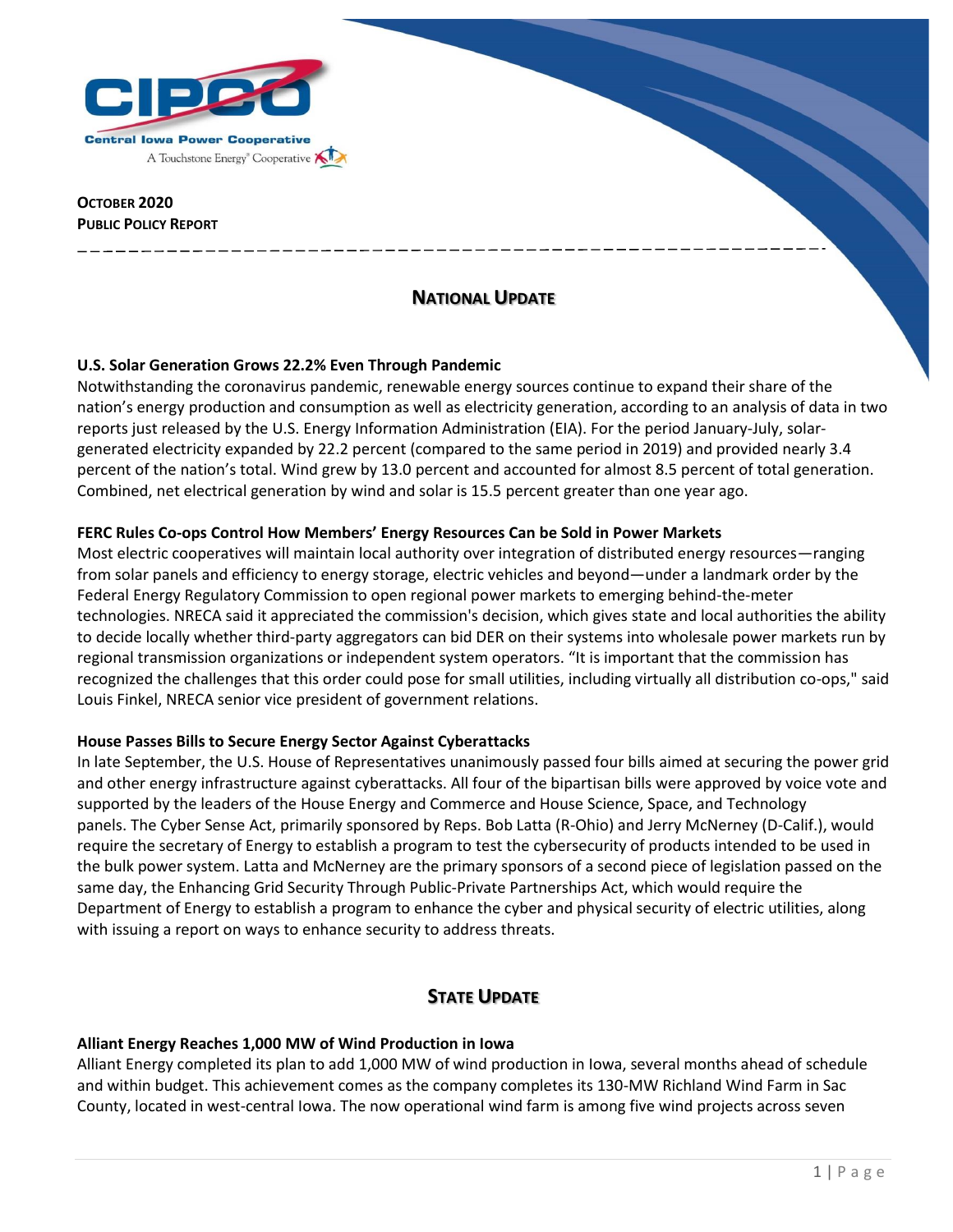**October 2020**
**Public Policy Report**

## National Update

### U.S. Solar Generation Grows 22.2% Even Through Pandemic

Notwithstanding the coronavirus pandemic, renewable energy sources continue to expand their share of the nation's energy production and consumption as well as electricity generation, according to an analysis of data in two reports just released by the U.S. Energy Information Administration (EIA). For the period January-July, solar-generated electricity expanded by 22.2 percent (compared to the same period in 2019) and provided nearly 3.4 percent of the nation's total. Wind grew by 13.0 percent and accounted for almost 8.5 percent of total generation. Combined, net electrical generation by wind and solar is 15.5 percent greater than one year ago.

### FERC Rules Co-ops Control How Members' Energy Resources Can be Sold in Power Markets

Most electric cooperatives will maintain local authority over integration of distributed energy resources—ranging from solar panels and efficiency to energy storage, electric vehicles and beyond—under a landmark order by the Federal Energy Regulatory Commission to open regional power markets to emerging behind-the-meter technologies. NRECA said it appreciated the commission's decision, which gives state and local authorities the ability to decide locally whether third-party aggregators can bid DER on their systems into wholesale power markets run by regional transmission organizations or independent system operators. "It is important that the commission has recognized the challenges that this order could pose for small utilities, including virtually all distribution co-ops," said Louis Finkel, NRECA senior vice president of government relations.

### House Passes Bills to Secure Energy Sector Against Cyberattacks

In late September, the U.S. House of Representatives unanimously passed four bills aimed at securing the power grid and other energy infrastructure against cyberattacks. All four of the bipartisan bills were approved by voice vote and supported by the leaders of the House Energy and Commerce and House Science, Space, and Technology panels. The Cyber Sense Act, primarily sponsored by Reps. Bob Latta (R-Ohio) and Jerry McNerney (D-Calif.), would require the secretary of Energy to establish a program to test the cybersecurity of products intended to be used in the bulk power system. Latta and McNerney are the primary sponsors of a second piece of legislation passed on the same day, the Enhancing Grid Security Through Public-Private Partnerships Act, which would require the Department of Energy to establish a program to enhance the cyber and physical security of electric utilities, along with issuing a report on ways to enhance security to address threats.

## State Update

### Alliant Energy Reaches 1,000 MW of Wind Production in Iowa

Alliant Energy completed its plan to add 1,000 MW of wind production in Iowa, several months ahead of schedule and within budget. This achievement comes as the company completes its 130-MW Richland Wind Farm in Sac County, located in west-central Iowa. The now operational wind farm is among five wind projects across seven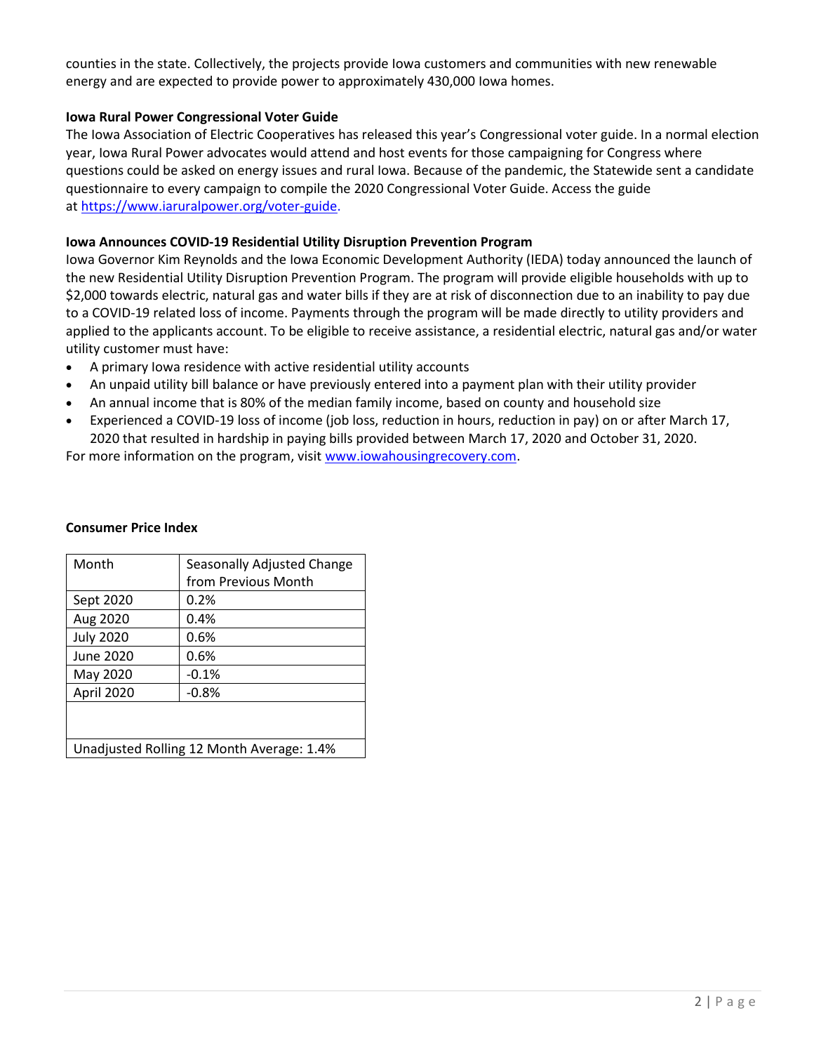counties in the state. Collectively, the projects provide Iowa customers and communities with new renewable energy and are expected to provide power to approximately 430,000 Iowa homes.

**Iowa Rural Power Congressional Voter Guide**

The Iowa Association of Electric Cooperatives has released this year's Congressional voter guide. In a normal election year, Iowa Rural Power advocates would attend and host events for those campaigning for Congress where questions could be asked on energy issues and rural Iowa. Because of the pandemic, the Statewide sent a candidate questionnaire to every campaign to compile the 2020 Congressional Voter Guide. Access the guide at https://www.iaruralpower.org/voter-guide.

**Iowa Announces COVID-19 Residential Utility Disruption Prevention Program**

Iowa Governor Kim Reynolds and the Iowa Economic Development Authority (IEDA) today announced the launch of the new Residential Utility Disruption Prevention Program. The program will provide eligible households with up to $2,000 towards electric, natural gas and water bills if they are at risk of disconnection due to an inability to pay due to a COVID-19 related loss of income. Payments through the program will be made directly to utility providers and applied to the applicants account. To be eligible to receive assistance, a residential electric, natural gas and/or water utility customer must have:

- A primary Iowa residence with active residential utility accounts
- An unpaid utility bill balance or have previously entered into a payment plan with their utility provider
- An annual income that is 80% of the median family income, based on county and household size
- Experienced a COVID-19 loss of income (job loss, reduction in hours, reduction in pay) on or after March 17, 2020 that resulted in hardship in paying bills provided between March 17, 2020 and October 31, 2020.

For more information on the program, visit www.iowahousingrecovery.com.

**Consumer Price Index**

| Month | Seasonally Adjusted Change from Previous Month |
|---|---|
| Sept 2020 | 0.2% |
| Aug 2020 | 0.4% |
| July 2020 | 0.6% |
| June 2020 | 0.6% |
| May 2020 | -0.1% |
| April 2020 | -0.8% |
| | |
| Unadjusted Rolling 12 Month Average: 1.4% | |